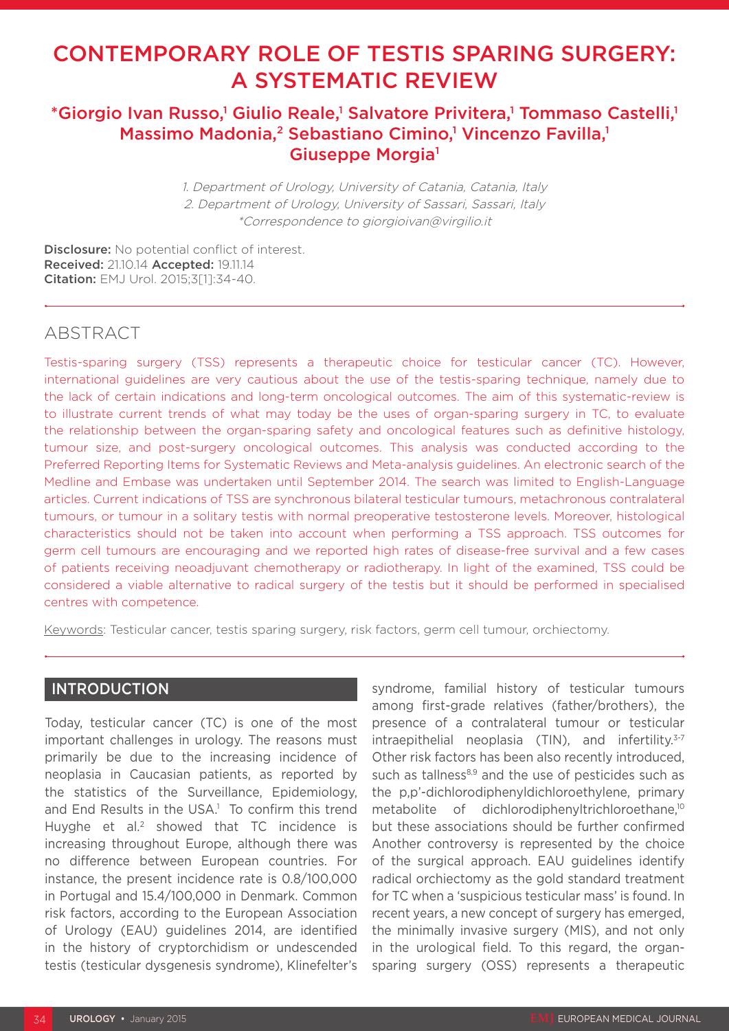# CONTEMPORARY ROLE OF TESTIS SPARING SURGERY: A SYSTEMATIC REVIEW

**\*Giorgio Ivan Russo,[1] Giulio Reale,[1] Salvatore Privitera,[1] Tommaso Castelli,[1] Massimo Madonia,[2] Sebastiano Cimino,[1] Vincenzo Favilla,[1] Giuseppe Morgia[1]**

*1. Department of Urology, University of Catania, Catania, Italy*
*2. Department of Urology, University of Sassari, Sassari, Italy*
*\*Correspondence to giorgioivan@virgilio.it*

**Disclosure:** No potential conflict of interest.
**Received:** 21.10.14 **Accepted:** 19.11.14
**Citation:** EMJ Urol. 2015;3[1]:34-40.

## ABSTRACT

Testis-sparing surgery (TSS) represents a therapeutic choice for testicular cancer (TC). However, international guidelines are very cautious about the use of the testis-sparing technique, namely due to the lack of certain indications and long-term oncological outcomes. The aim of this systematic-review is to illustrate current trends of what may today be the uses of organ-sparing surgery in TC, to evaluate the relationship between the organ-sparing safety and oncological features such as definitive histology, tumour size, and post-surgery oncological outcomes. This analysis was conducted according to the Preferred Reporting Items for Systematic Reviews and Meta-analysis guidelines. An electronic search of the Medline and Embase was undertaken until September 2014. The search was limited to English-Language articles. Current indications of TSS are synchronous bilateral testicular tumours, metachronous contralateral tumours, or tumour in a solitary testis with normal preoperative testosterone levels. Moreover, histological characteristics should not be taken into account when performing a TSS approach. TSS outcomes for germ cell tumours are encouraging and we reported high rates of disease-free survival and a few cases of patients receiving neoadjuvant chemotherapy or radiotherapy. In light of the examined, TSS could be considered a viable alternative to radical surgery of the testis but it should be performed in specialised centres with competence.

Keywords: Testicular cancer, testis sparing surgery, risk factors, germ cell tumour, orchiectomy.

## INTRODUCTION

Today, testicular cancer (TC) is one of the most important challenges in urology. The reasons must primarily be due to the increasing incidence of neoplasia in Caucasian patients, as reported by the statistics of the Surveillance, Epidemiology, and End Results in the USA.[1] To confirm this trend Huyghe et al.[2] showed that TC incidence is increasing throughout Europe, although there was no difference between European countries. For instance, the present incidence rate is 0.8/100,000 in Portugal and 15.4/100,000 in Denmark. Common risk factors, according to the European Association of Urology (EAU) guidelines 2014, are identified in the history of cryptorchidism or undescended testis (testicular dysgenesis syndrome), Klinefelter's syndrome, familial history of testicular tumours among first-grade relatives (father/brothers), the presence of a contralateral tumour or testicular intraepithelial neoplasia (TIN), and infertility.[3-7] Other risk factors has been also recently introduced, such as tallness[8,9] and the use of pesticides such as the p,p'-dichlorodiphenyldichloroethylene, primary metabolite of dichlorodiphenyltrichloroethane,[10] but these associations should be further confirmed Another controversy is represented by the choice of the surgical approach. EAU guidelines identify radical orchiectomy as the gold standard treatment for TC when a 'suspicious testicular mass' is found. In recent years, a new concept of surgery has emerged, the minimally invasive surgery (MIS), and not only in the urological field. To this regard, the organ-sparing surgery (OSS) represents a therapeutic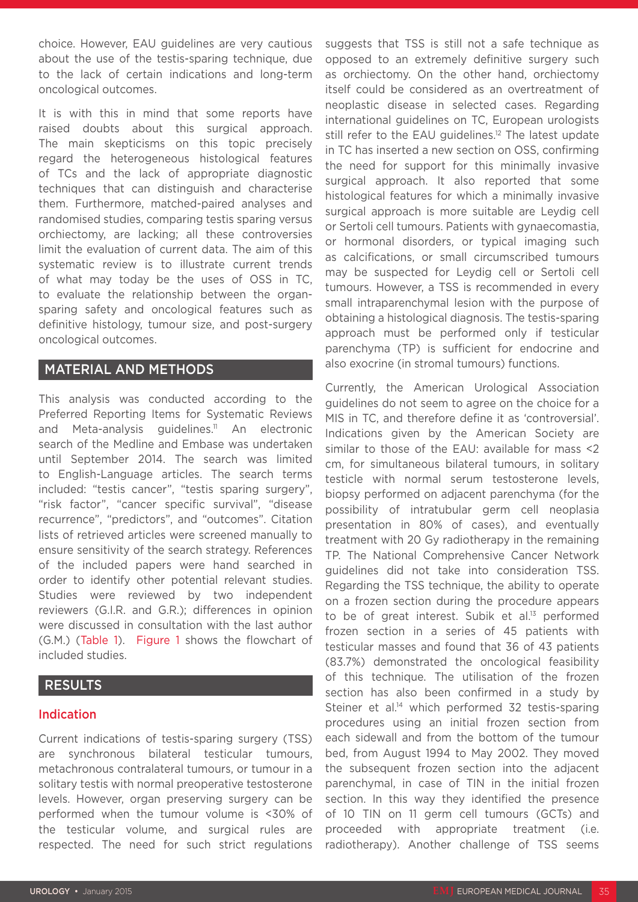choice. However, EAU guidelines are very cautious about the use of the testis-sparing technique, due to the lack of certain indications and long-term oncological outcomes.

It is with this in mind that some reports have raised doubts about this surgical approach. The main skepticisms on this topic precisely regard the heterogeneous histological features of TCs and the lack of appropriate diagnostic techniques that can distinguish and characterise them. Furthermore, matched-paired analyses and randomised studies, comparing testis sparing versus orchiectomy, are lacking; all these controversies limit the evaluation of current data. The aim of this systematic review is to illustrate current trends of what may today be the uses of OSS in TC, to evaluate the relationship between the organ-sparing safety and oncological features such as definitive histology, tumour size, and post-surgery oncological outcomes.

## MATERIAL AND METHODS

This analysis was conducted according to the Preferred Reporting Items for Systematic Reviews and Meta-analysis guidelines.[11] An electronic search of the Medline and Embase was undertaken until September 2014. The search was limited to English-Language articles. The search terms included: "testis cancer", "testis sparing surgery", "risk factor", "cancer specific survival", "disease recurrence", "predictors", and "outcomes". Citation lists of retrieved articles were screened manually to ensure sensitivity of the search strategy. References of the included papers were hand searched in order to identify other potential relevant studies. Studies were reviewed by two independent reviewers (G.I.R. and G.R.); differences in opinion were discussed in consultation with the last author (G.M.) (Table 1). Figure 1 shows the flowchart of included studies.

## RESULTS

### Indication

Current indications of testis-sparing surgery (TSS) are synchronous bilateral testicular tumours, metachronous contralateral tumours, or tumour in a solitary testis with normal preoperative testosterone levels. However, organ preserving surgery can be performed when the tumour volume is <30% of the testicular volume, and surgical rules are respected. The need for such strict regulations suggests that TSS is still not a safe technique as opposed to an extremely definitive surgery such as orchiectomy. On the other hand, orchiectomy itself could be considered as an overtreatment of neoplastic disease in selected cases. Regarding international guidelines on TC, European urologists still refer to the EAU guidelines.[12] The latest update in TC has inserted a new section on OSS, confirming the need for support for this minimally invasive surgical approach. It also reported that some histological features for which a minimally invasive surgical approach is more suitable are Leydig cell or Sertoli cell tumours. Patients with gynaecomastia, or hormonal disorders, or typical imaging such as calcifications, or small circumscribed tumours may be suspected for Leydig cell or Sertoli cell tumours. However, a TSS is recommended in every small intraparenchymal lesion with the purpose of obtaining a histological diagnosis. The testis-sparing approach must be performed only if testicular parenchyma (TP) is sufficient for endocrine and also exocrine (in stromal tumours) functions.

Currently, the American Urological Association guidelines do not seem to agree on the choice for a MIS in TC, and therefore define it as 'controversial'. Indications given by the American Society are similar to those of the EAU: available for mass <2 cm, for simultaneous bilateral tumours, in solitary testicle with normal serum testosterone levels, biopsy performed on adjacent parenchyma (for the possibility of intratubular germ cell neoplasia presentation in 80% of cases), and eventually treatment with 20 Gy radiotherapy in the remaining TP. The National Comprehensive Cancer Network guidelines did not take into consideration TSS. Regarding the TSS technique, the ability to operate on a frozen section during the procedure appears to be of great interest. Subik et al.[13] performed frozen section in a series of 45 patients with testicular masses and found that 36 of 43 patients (83.7%) demonstrated the oncological feasibility of this technique. The utilisation of the frozen section has also been confirmed in a study by Steiner et al.[14] which performed 32 testis-sparing procedures using an initial frozen section from each sidewall and from the bottom of the tumour bed, from August 1994 to May 2002. They moved the subsequent frozen section into the adjacent parenchymal, in case of TIN in the initial frozen section. In this way they identified the presence of 10 TIN on 11 germ cell tumours (GCTs) and proceeded with appropriate treatment (i.e. radiotherapy). Another challenge of TSS seems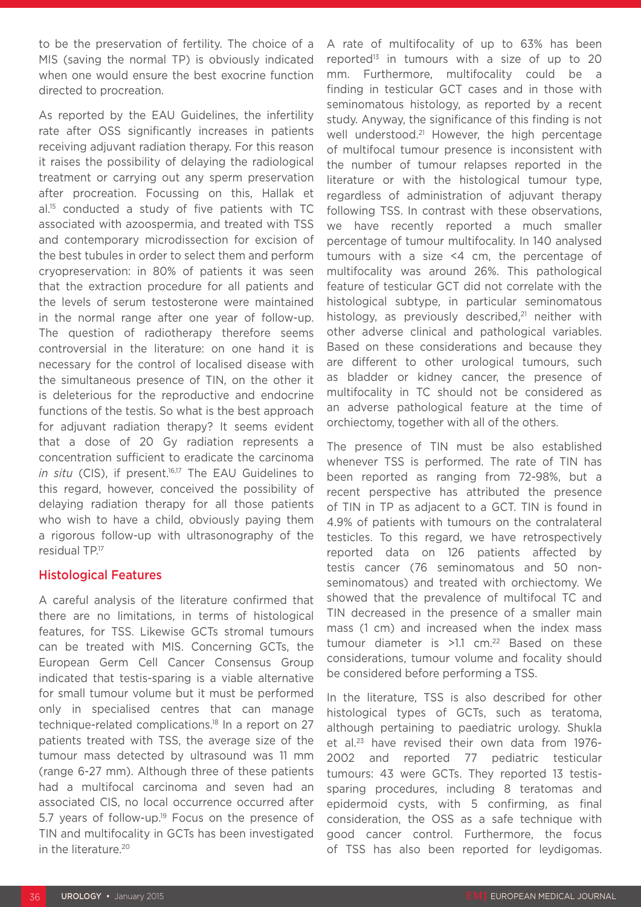to be the preservation of fertility. The choice of a MIS (saving the normal TP) is obviously indicated when one would ensure the best exocrine function directed to procreation.

As reported by the EAU Guidelines, the infertility rate after OSS significantly increases in patients receiving adjuvant radiation therapy. For this reason it raises the possibility of delaying the radiological treatment or carrying out any sperm preservation after procreation. Focussing on this, Hallak et al.[15] conducted a study of five patients with TC associated with azoospermia, and treated with TSS and contemporary microdissection for excision of the best tubules in order to select them and perform cryopreservation: in 80% of patients it was seen that the extraction procedure for all patients and the levels of serum testosterone were maintained in the normal range after one year of follow-up. The question of radiotherapy therefore seems controversial in the literature: on one hand it is necessary for the control of localised disease with the simultaneous presence of TIN, on the other it is deleterious for the reproductive and endocrine functions of the testis. So what is the best approach for adjuvant radiation therapy? It seems evident that a dose of 20 Gy radiation represents a concentration sufficient to eradicate the carcinoma *in situ* (CIS), if present.[16,17] The EAU Guidelines to this regard, however, conceived the possibility of delaying radiation therapy for all those patients who wish to have a child, obviously paying them a rigorous follow-up with ultrasonography of the residual TP.[17]

## Histological Features

A careful analysis of the literature confirmed that there are no limitations, in terms of histological features, for TSS. Likewise GCTs stromal tumours can be treated with MIS. Concerning GCTs, the European Germ Cell Cancer Consensus Group indicated that testis-sparing is a viable alternative for small tumour volume but it must be performed only in specialised centres that can manage technique-related complications.[18] In a report on 27 patients treated with TSS, the average size of the tumour mass detected by ultrasound was 11 mm (range 6-27 mm). Although three of these patients had a multifocal carcinoma and seven had an associated CIS, no local occurrence occurred after 5.7 years of follow-up.[19] Focus on the presence of TIN and multifocality in GCTs has been investigated in the literature.[20]

A rate of multifocality of up to 63% has been reported[13] in tumours with a size of up to 20 mm. Furthermore, multifocality could be a finding in testicular GCT cases and in those with seminomatous histology, as reported by a recent study. Anyway, the significance of this finding is not well understood.[21] However, the high percentage of multifocal tumour presence is inconsistent with the number of tumour relapses reported in the literature or with the histological tumour type, regardless of administration of adjuvant therapy following TSS. In contrast with these observations, we have recently reported a much smaller percentage of tumour multifocality. In 140 analysed tumours with a size <4 cm, the percentage of multifocality was around 26%. This pathological feature of testicular GCT did not correlate with the histological subtype, in particular seminomatous histology, as previously described,[21] neither with other adverse clinical and pathological variables. Based on these considerations and because they are different to other urological tumours, such as bladder or kidney cancer, the presence of multifocality in TC should not be considered as an adverse pathological feature at the time of orchiectomy, together with all of the others.

The presence of TIN must be also established whenever TSS is performed. The rate of TIN has been reported as ranging from 72-98%, but a recent perspective has attributed the presence of TIN in TP as adjacent to a GCT. TIN is found in 4.9% of patients with tumours on the contralateral testicles. To this regard, we have retrospectively reported data on 126 patients affected by testis cancer (76 seminomatous and 50 non-seminomatous) and treated with orchiectomy. We showed that the prevalence of multifocal TC and TIN decreased in the presence of a smaller main mass (1 cm) and increased when the index mass tumour diameter is >1.1 cm.[22] Based on these considerations, tumour volume and focality should be considered before performing a TSS.

In the literature, TSS is also described for other histological types of GCTs, such as teratoma, although pertaining to paediatric urology. Shukla et al.[23] have revised their own data from 1976-2002 and reported 77 pediatric testicular tumours: 43 were GCTs. They reported 13 testis-sparing procedures, including 8 teratomas and epidermoid cysts, with 5 confirming, as final consideration, the OSS as a safe technique with good cancer control. Furthermore, the focus of TSS has also been reported for leydigomas.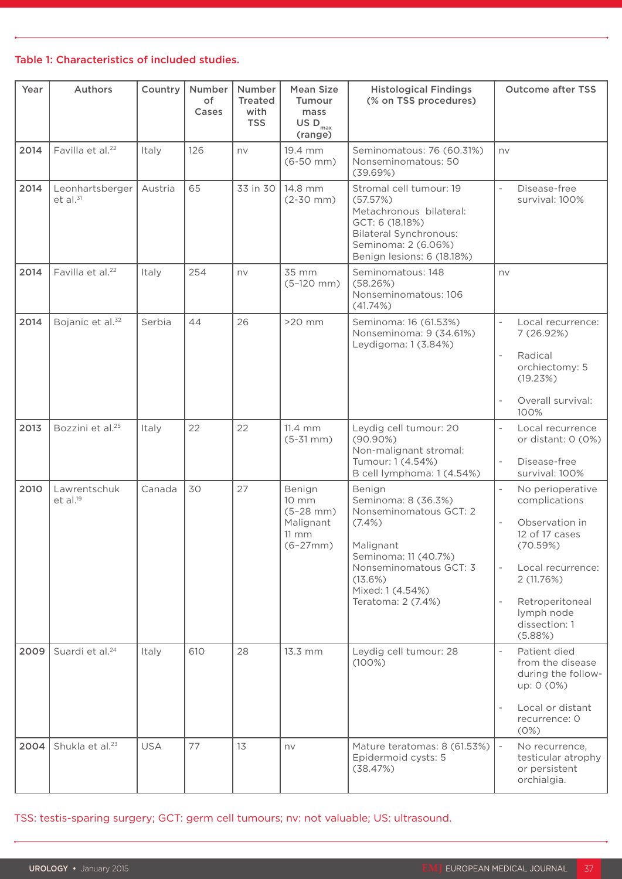Table 1: Characteristics of included studies.

| Year | Authors | Country | Number of Cases | Number Treated with TSS | Mean Size Tumour mass US $D_{max}$ (range) | Histological Findings (% on TSS procedures) | Outcome after TSS |
|---|---|---|---|---|---|---|---|
| **2014** | Favilla et al.[22] | Italy | 126 | nv | 19.4 mm (6-50 mm) | Seminomatous: 76 (60.31%) Nonseminomatous: 50 (39.69%) | nv |
| **2014** | Leonhartsberger et al.[31] | Austria | 65 | 33 in 30 | 14.8 mm (2-30 mm) | Stromal cell tumour: 19 (57.57%) Metachronous bilateral: GCT: 6 (18.18%) Bilateral Synchronous: Seminoma: 2 (6.06%) Benign lesions: 6 (18.18%) | - Disease-free survival: 100% |
| **2014** | Favilla et al.[22] | Italy | 254 | nv | 35 mm (5–120 mm) | Seminomatous: 148 (58.26%) Nonseminomatous: 106 (41.74%) | nv |
| **2014** | Bojanic et al.[32] | Serbia | 44 | 26 | >20 mm | Seminoma: 16 (61.53%) Nonseminoma: 9 (34.61%) Leydigoma: 1 (3.84%) | - Local recurrence: 7 (26.92%) - Radical orchiectomy: 5 (19.23%) - Overall survival: 100% |
| **2013** | Bozzini et al.[25] | Italy | 22 | 22 | 11.4 mm (5-31 mm) | Leydig cell tumour: 20 (90.90%) Non-malignant stromal: Tumour: 1 (4.54%) B cell lymphoma: 1 (4.54%) | - Local recurrence or distant: 0 (0%) - Disease-free survival: 100% |
| **2010** | Lawrentschuk et al.[19] | Canada | 30 | 27 | Benign 10 mm (5–28 mm) Malignant 11 mm (6–27mm) | Benign Seminoma: 8 (36.3%) Nonseminomatous GCT: 2 (7.4%) Malignant Seminoma: 11 (40.7%) Nonseminomatous GCT: 3 (13.6%) Mixed: 1 (4.54%) Teratoma: 2 (7.4%) | - No perioperative complications - Observation in 12 of 17 cases (70.59%) - Local recurrence: 2 (11.76%) - Retroperitoneal lymph node dissection: 1 (5.88%) |
| **2009** | Suardi et al.[24] | Italy | 610 | 28 | 13.3 mm | Leydig cell tumour: 28 (100%) | - Patient died from the disease during the follow-up: 0 (0%) - Local or distant recurrence: 0 (0%) |
| **2004** | Shukla et al.[23] | USA | 77 | 13 | nv | Mature teratomas: 8 (61.53%) Epidermoid cysts: 5 (38.47%) | - No recurrence, testicular atrophy or persistent orchialgia. |

TSS: testis-sparing surgery; GCT: germ cell tumours; nv: not valuable; US: ultrasound.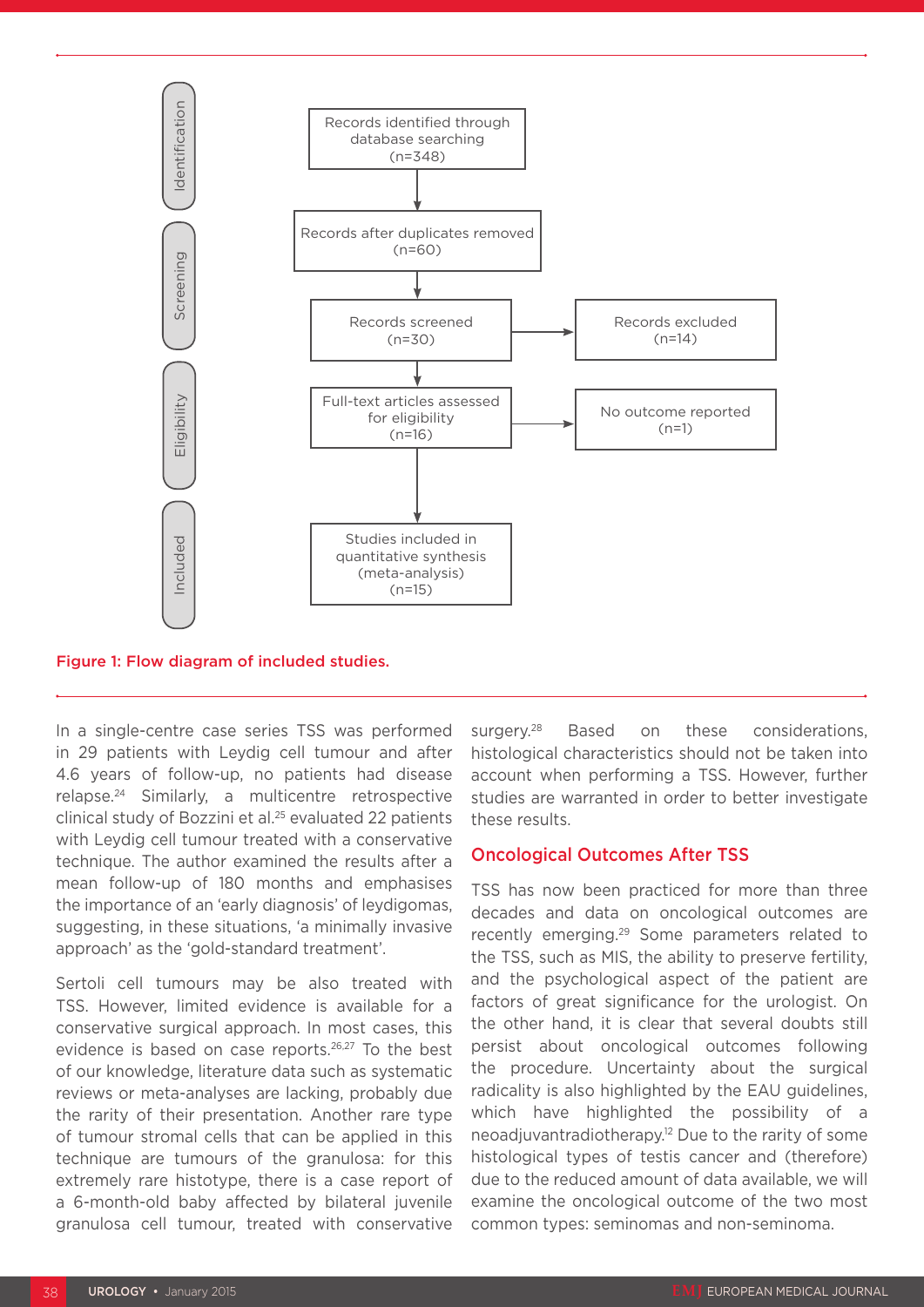Identification

Records identified through database searching (n=348)

Records after duplicates removed (n=60)

Screening

Records screened (n=30) → Records excluded (n=14)

Eligibility

Full-text articles assessed for eligibility (n=16) → No outcome reported (n=1)

Included

Studies included in quantitative synthesis (meta-analysis) (n=15)

**Figure 1: Flow diagram of included studies.**

In a single-centre case series TSS was performed in 29 patients with Leydig cell tumour and after 4.6 years of follow-up, no patients had disease relapse.[24] Similarly, a multicentre retrospective clinical study of Bozzini et al.[25] evaluated 22 patients with Leydig cell tumour treated with a conservative technique. The author examined the results after a mean follow-up of 180 months and emphasises the importance of an 'early diagnosis' of leydigomas, suggesting, in these situations, 'a minimally invasive approach' as the 'gold-standard treatment'.

Sertoli cell tumours may be also treated with TSS. However, limited evidence is available for a conservative surgical approach. In most cases, this evidence is based on case reports.[26,27] To the best of our knowledge, literature data such as systematic reviews or meta-analyses are lacking, probably due the rarity of their presentation. Another rare type of tumour stromal cells that can be applied in this technique are tumours of the granulosa: for this extremely rare histotype, there is a case report of a 6-month-old baby affected by bilateral juvenile granulosa cell tumour, treated with conservative surgery.[28] Based on these considerations, histological characteristics should not be taken into account when performing a TSS. However, further studies are warranted in order to better investigate these results.

## Oncological Outcomes After TSS

TSS has now been practiced for more than three decades and data on oncological outcomes are recently emerging.[29] Some parameters related to the TSS, such as MIS, the ability to preserve fertility, and the psychological aspect of the patient are factors of great significance for the urologist. On the other hand, it is clear that several doubts still persist about oncological outcomes following the procedure. Uncertainty about the surgical radicality is also highlighted by the EAU guidelines, which have highlighted the possibility of a neoadjuvantradiotherapy.[12] Due to the rarity of some histological types of testis cancer and (therefore) due to the reduced amount of data available, we will examine the oncological outcome of the two most common types: seminomas and non-seminoma.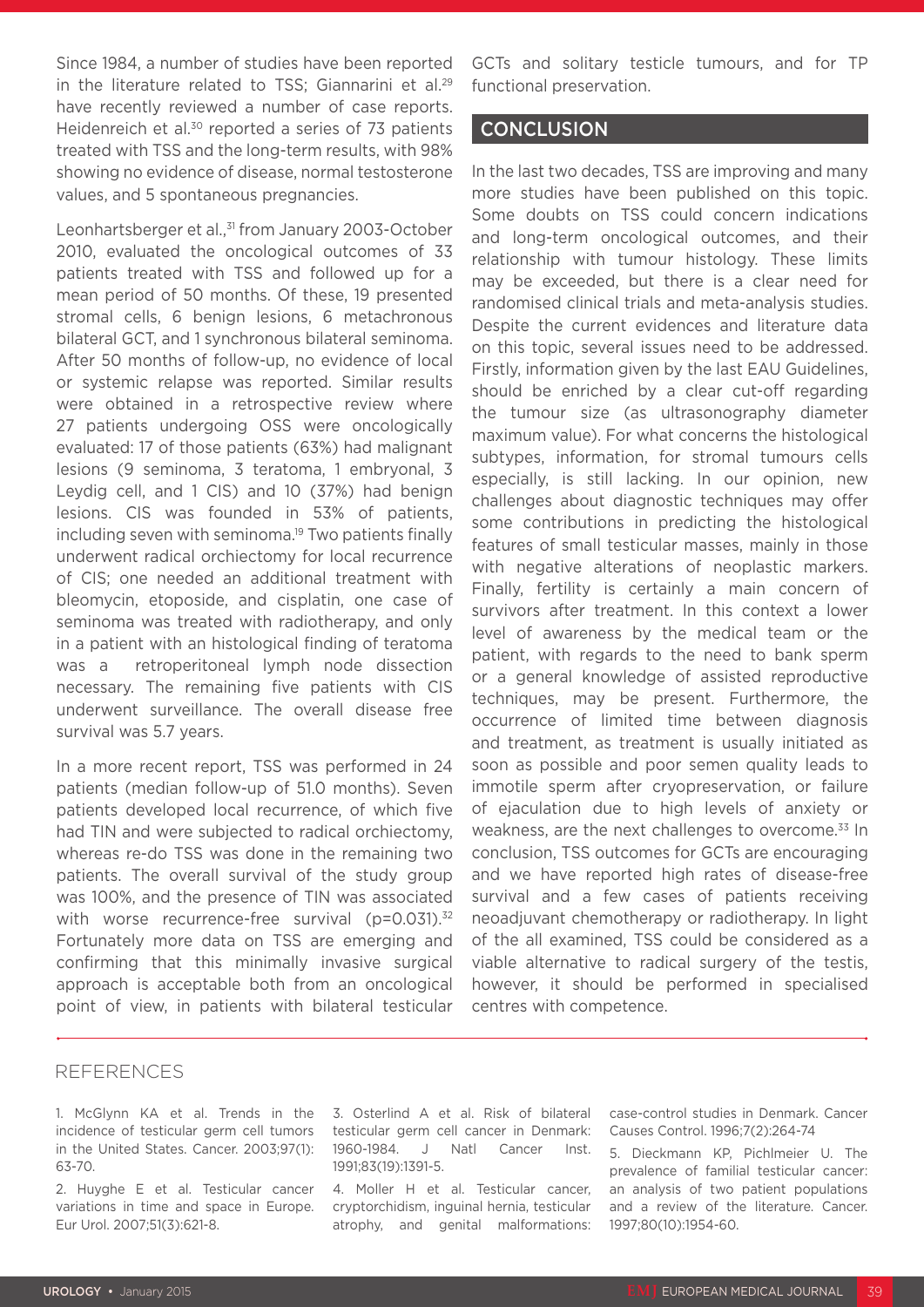Since 1984, a number of studies have been reported in the literature related to TSS; Giannarini et al.[29] have recently reviewed a number of case reports. Heidenreich et al.[30] reported a series of 73 patients treated with TSS and the long-term results, with 98% showing no evidence of disease, normal testosterone values, and 5 spontaneous pregnancies.

Leonhartsberger et al.,[31] from January 2003-October 2010, evaluated the oncological outcomes of 33 patients treated with TSS and followed up for a mean period of 50 months. Of these, 19 presented stromal cells, 6 benign lesions, 6 metachronous bilateral GCT, and 1 synchronous bilateral seminoma. After 50 months of follow-up, no evidence of local or systemic relapse was reported. Similar results were obtained in a retrospective review where 27 patients undergoing OSS were oncologically evaluated: 17 of those patients (63%) had malignant lesions (9 seminoma, 3 teratoma, 1 embryonal, 3 Leydig cell, and 1 CIS) and 10 (37%) had benign lesions. CIS was founded in 53% of patients, including seven with seminoma.[19] Two patients finally underwent radical orchiectomy for local recurrence of CIS; one needed an additional treatment with bleomycin, etoposide, and cisplatin, one case of seminoma was treated with radiotherapy, and only in a patient with an histological finding of teratoma was a retroperitoneal lymph node dissection necessary. The remaining five patients with CIS underwent surveillance. The overall disease free survival was 5.7 years.

In a more recent report, TSS was performed in 24 patients (median follow-up of 51.0 months). Seven patients developed local recurrence, of which five had TIN and were subjected to radical orchiectomy, whereas re-do TSS was done in the remaining two patients. The overall survival of the study group was 100%, and the presence of TIN was associated with worse recurrence-free survival ($p=0.031$).[32] Fortunately more data on TSS are emerging and confirming that this minimally invasive surgical approach is acceptable both from an oncological point of view, in patients with bilateral testicular GCTs and solitary testicle tumours, and for TP functional preservation.

## CONCLUSION

In the last two decades, TSS are improving and many more studies have been published on this topic. Some doubts on TSS could concern indications and long-term oncological outcomes, and their relationship with tumour histology. These limits may be exceeded, but there is a clear need for randomised clinical trials and meta-analysis studies. Despite the current evidences and literature data on this topic, several issues need to be addressed. Firstly, information given by the last EAU Guidelines, should be enriched by a clear cut-off regarding the tumour size (as ultrasonography diameter maximum value). For what concerns the histological subtypes, information, for stromal tumours cells especially, is still lacking. In our opinion, new challenges about diagnostic techniques may offer some contributions in predicting the histological features of small testicular masses, mainly in those with negative alterations of neoplastic markers. Finally, fertility is certainly a main concern of survivors after treatment. In this context a lower level of awareness by the medical team or the patient, with regards to the need to bank sperm or a general knowledge of assisted reproductive techniques, may be present. Furthermore, the occurrence of limited time between diagnosis and treatment, as treatment is usually initiated as soon as possible and poor semen quality leads to immotile sperm after cryopreservation, or failure of ejaculation due to high levels of anxiety or weakness, are the next challenges to overcome.[33] In conclusion, TSS outcomes for GCTs are encouraging and we have reported high rates of disease-free survival and a few cases of patients receiving neoadjuvant chemotherapy or radiotherapy. In light of the all examined, TSS could be considered as a viable alternative to radical surgery of the testis, however, it should be performed in specialised centres with competence.

## REFERENCES

1. McGlynn KA et al. Trends in the incidence of testicular germ cell tumors in the United States. Cancer. 2003;97(1):63-70.

2. Huyghe E et al. Testicular cancer variations in time and space in Europe. Eur Urol. 2007;51(3):621-8.

3. Osterlind A et al. Risk of bilateral testicular germ cell cancer in Denmark: 1960-1984. J Natl Cancer Inst. 1991;83(19):1391-5.

4. Moller H et al. Testicular cancer, cryptorchidism, inguinal hernia, testicular atrophy, and genital malformations: case-control studies in Denmark. Cancer Causes Control. 1996;7(2):264-74

5. Dieckmann KP, Pichlmeier U. The prevalence of familial testicular cancer: an analysis of two patient populations and a review of the literature. Cancer. 1997;80(10):1954-60.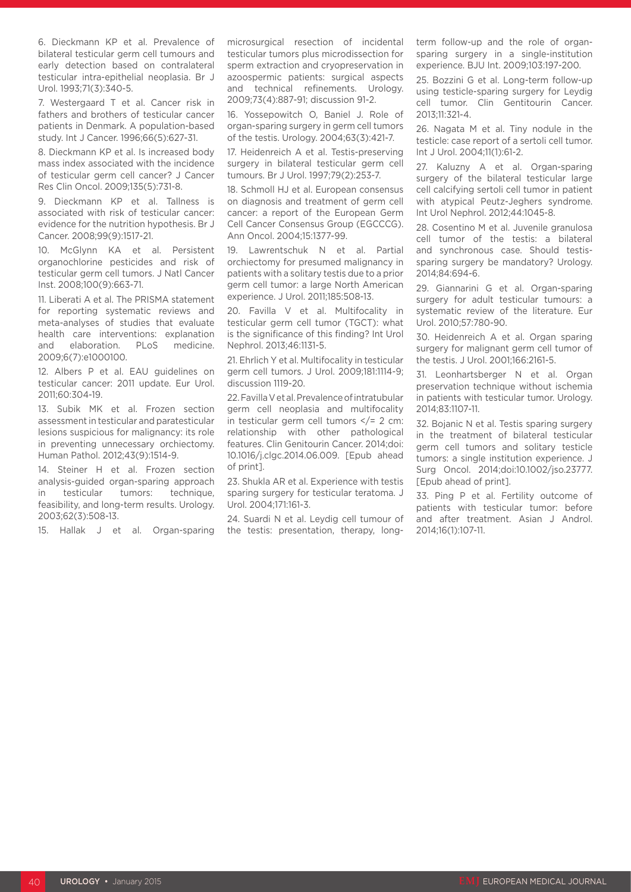6. Dieckmann KP et al. Prevalence of bilateral testicular germ cell tumours and early detection based on contralateral testicular intra-epithelial neoplasia. Br J Urol. 1993;71(3):340-5.

7. Westergaard T et al. Cancer risk in fathers and brothers of testicular cancer patients in Denmark. A population-based study. Int J Cancer. 1996;66(5):627-31.

8. Dieckmann KP et al. Is increased body mass index associated with the incidence of testicular germ cell cancer? J Cancer Res Clin Oncol. 2009;135(5):731-8.

9. Dieckmann KP et al. Tallness is associated with risk of testicular cancer: evidence for the nutrition hypothesis. Br J Cancer. 2008;99(9):1517-21.

10. McGlynn KA et al. Persistent organochlorine pesticides and risk of testicular germ cell tumors. J Natl Cancer Inst. 2008;100(9):663-71.

11. Liberati A et al. The PRISMA statement for reporting systematic reviews and meta-analyses of studies that evaluate health care interventions: explanation and elaboration. PLoS medicine. 2009;6(7):e1000100.

12. Albers P et al. EAU guidelines on testicular cancer: 2011 update. Eur Urol. 2011;60:304-19.

13. Subik MK et al. Frozen section assessment in testicular and paratesticular lesions suspicious for malignancy: its role in preventing unnecessary orchiectomy. Human Pathol. 2012;43(9):1514-9.

14. Steiner H et al. Frozen section analysis-guided organ-sparing approach in testicular tumors: technique, feasibility, and long-term results. Urology. 2003;62(3):508-13.

15. Hallak J et al. Organ-sparing microsurgical resection of incidental testicular tumors plus microdissection for sperm extraction and cryopreservation in azoospermic patients: surgical aspects and technical refinements. Urology. 2009;73(4):887-91; discussion 91-2.

16. Yossepowitch O, Baniel J. Role of organ-sparing surgery in germ cell tumors of the testis. Urology. 2004;63(3):421-7.

17. Heidenreich A et al. Testis-preserving surgery in bilateral testicular germ cell tumours. Br J Urol. 1997;79(2):253-7.

18. Schmoll HJ et al. European consensus on diagnosis and treatment of germ cell cancer: a report of the European Germ Cell Cancer Consensus Group (EGCCCG). Ann Oncol. 2004;15:1377-99.

19. Lawrentschuk N et al. Partial orchiectomy for presumed malignancy in patients with a solitary testis due to a prior germ cell tumor: a large North American experience. J Urol. 2011;185:508-13.

20. Favilla V et al. Multifocality in testicular germ cell tumor (TGCT): what is the significance of this finding? Int Urol Nephrol. 2013;46:1131-5.

21. Ehrlich Y et al. Multifocality in testicular germ cell tumors. J Urol. 2009;181:1114-9; discussion 1119-20.

22. Favilla V et al. Prevalence of intratubular germ cell neoplasia and multifocality in testicular germ cell tumors </= 2 cm: relationship with other pathological features. Clin Genitourin Cancer. 2014;doi: 10.1016/j.clgc.2014.06.009. [Epub ahead of print].

23. Shukla AR et al. Experience with testis sparing surgery for testicular teratoma. J Urol. 2004;171:161-3.

24. Suardi N et al. Leydig cell tumour of the testis: presentation, therapy, long-term follow-up and the role of organ-sparing surgery in a single-institution experience. BJU Int. 2009;103:197-200.

25. Bozzini G et al. Long-term follow-up using testicle-sparing surgery for Leydig cell tumor. Clin Gentitourin Cancer. 2013;11:321-4.

26. Nagata M et al. Tiny nodule in the testicle: case report of a sertoli cell tumor. Int J Urol. 2004;11(1):61-2.

27. Kaluzny A et al. Organ-sparing surgery of the bilateral testicular large cell calcifying sertoli cell tumor in patient with atypical Peutz-Jeghers syndrome. Int Urol Nephrol. 2012;44:1045-8.

28. Cosentino M et al. Juvenile granulosa cell tumor of the testis: a bilateral and synchronous case. Should testis-sparing surgery be mandatory? Urology. 2014;84:694-6.

29. Giannarini G et al. Organ-sparing surgery for adult testicular tumours: a systematic review of the literature. Eur Urol. 2010;57:780-90.

30. Heidenreich A et al. Organ sparing surgery for malignant germ cell tumor of the testis. J Urol. 2001;166:2161-5.

31. Leonhartsberger N et al. Organ preservation technique without ischemia in patients with testicular tumor. Urology. 2014;83:1107-11.

32. Bojanic N et al. Testis sparing surgery in the treatment of bilateral testicular germ cell tumors and solitary testicle tumors: a single institution experience. J Surg Oncol. 2014;doi:10.1002/jso.23777. [Epub ahead of print].

33. Ping P et al. Fertility outcome of patients with testicular tumor: before and after treatment. Asian J Androl. 2014;16(1):107-11.